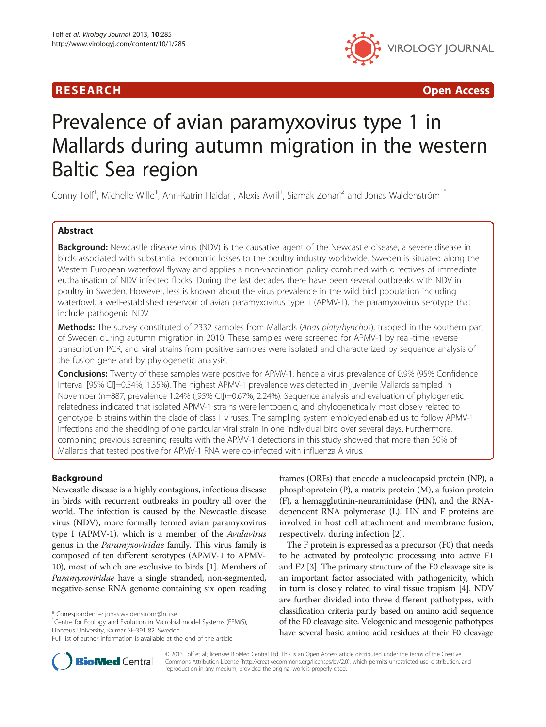RESEARCH Open Access

# Prevalence of avian paramyxovirus type 1 in Mallards during autumn migration in the western Baltic Sea region

Conny Tolf[1], Michelle Wille[1], Ann-Katrin Haidar[1], Alexis Avril[1], Siamak Zohari[2] and Jonas Waldenström[1*]

## Abstract

**Background:** Newcastle disease virus (NDV) is the causative agent of the Newcastle disease, a severe disease in birds associated with substantial economic losses to the poultry industry worldwide. Sweden is situated along the Western European waterfowl flyway and applies a non-vaccination policy combined with directives of immediate euthanisation of NDV infected flocks. During the last decades there have been several outbreaks with NDV in poultry in Sweden. However, less is known about the virus prevalence in the wild bird population including waterfowl, a well-established reservoir of avian paramyxovirus type 1 (APMV-1), the paramyxovirus serotype that include pathogenic NDV.

**Methods:** The survey constituted of 2332 samples from Mallards (*Anas platyrhynchos*), trapped in the southern part of Sweden during autumn migration in 2010. These samples were screened for APMV-1 by real-time reverse transcription PCR, and viral strains from positive samples were isolated and characterized by sequence analysis of the fusion gene and by phylogenetic analysis.

**Conclusions:** Twenty of these samples were positive for APMV-1, hence a virus prevalence of 0.9% (95% Confidence Interval [95% CI]=0.54%, 1.35%). The highest APMV-1 prevalence was detected in juvenile Mallards sampled in November (n=887, prevalence 1.24% ([95% CI])=0.67%, 2.24%). Sequence analysis and evaluation of phylogenetic relatedness indicated that isolated APMV-1 strains were lentogenic, and phylogenetically most closely related to genotype Ib strains within the clade of class II viruses. The sampling system employed enabled us to follow APMV-1 infections and the shedding of one particular viral strain in one individual bird over several days. Furthermore, combining previous screening results with the APMV-1 detections in this study showed that more than 50% of Mallards that tested positive for APMV-1 RNA were co-infected with influenza A virus.

## Background

Newcastle disease is a highly contagious, infectious disease in birds with recurrent outbreaks in poultry all over the world. The infection is caused by the Newcastle disease virus (NDV), more formally termed avian paramyxovirus type I (APMV-1), which is a member of the *Avulavirus* genus in the *Paramyxoviridae* family. This virus family is composed of ten different serotypes (APMV-1 to APMV-10), most of which are exclusive to birds [1]. Members of *Paramyxoviridae* have a single stranded, non-segmented, negative-sense RNA genome containing six open reading frames (ORFs) that encode a nucleocapsid protein (NP), a phosphoprotein (P), a matrix protein (M), a fusion protein (F), a hemagglutinin-neuraminidase (HN), and the RNA-dependent RNA polymerase (L). HN and F proteins are involved in host cell attachment and membrane fusion, respectively, during infection [2].

The F protein is expressed as a precursor (F0) that needs to be activated by proteolytic processing into active F1 and F2 [3]. The primary structure of the F0 cleavage site is an important factor associated with pathogenicity, which in turn is closely related to viral tissue tropism [4]. NDV are further divided into three different pathotypes, with classification criteria partly based on amino acid sequence of the F0 cleavage site. Velogenic and mesogenic pathotypes have several basic amino acid residues at their F0 cleavage

\* Correspondence: jonas.waldenstrom@lnu.se

[1]Centre for Ecology and Evolution in Microbial model Systems (EEMiS), Linnæus University, Kalmar SE-391 82, Sweden

Full list of author information is available at the end of the article

© 2013 Tolf et al.; licensee BioMed Central Ltd. This is an Open Access article distributed under the terms of the Creative Commons Attribution License (http://creativecommons.org/licenses/by/2.0), which permits unrestricted use, distribution, and reproduction in any medium, provided the original work is properly cited.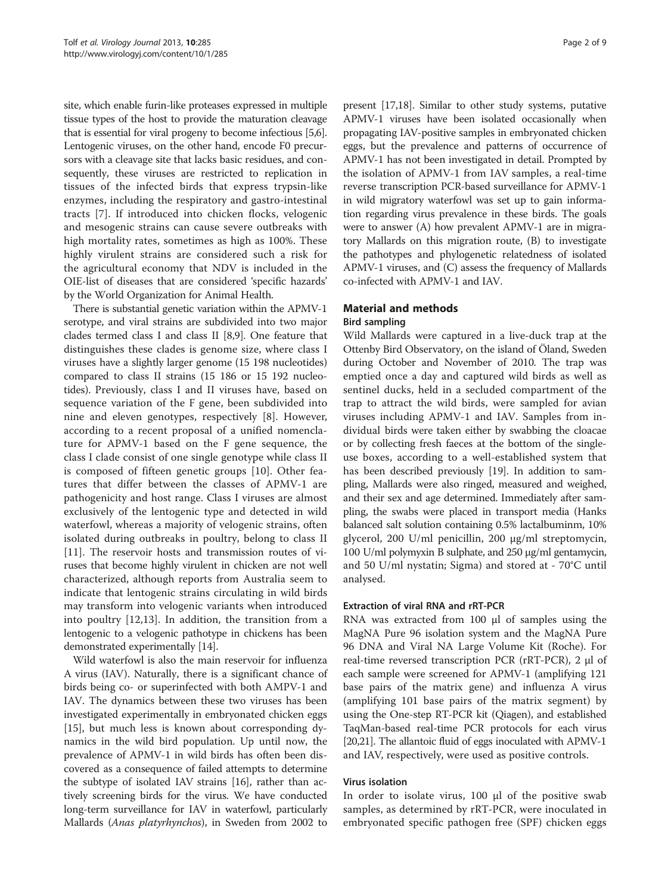site, which enable furin-like proteases expressed in multiple tissue types of the host to provide the maturation cleavage that is essential for viral progeny to become infectious [5,6]. Lentogenic viruses, on the other hand, encode F0 precursors with a cleavage site that lacks basic residues, and consequently, these viruses are restricted to replication in tissues of the infected birds that express trypsin-like enzymes, including the respiratory and gastro-intestinal tracts [7]. If introduced into chicken flocks, velogenic and mesogenic strains can cause severe outbreaks with high mortality rates, sometimes as high as 100%. These highly virulent strains are considered such a risk for the agricultural economy that NDV is included in the OIE-list of diseases that are considered 'specific hazards' by the World Organization for Animal Health.

There is substantial genetic variation within the APMV-1 serotype, and viral strains are subdivided into two major clades termed class I and class II [8,9]. One feature that distinguishes these clades is genome size, where class I viruses have a slightly larger genome (15 198 nucleotides) compared to class II strains (15 186 or 15 192 nucleotides). Previously, class I and II viruses have, based on sequence variation of the F gene, been subdivided into nine and eleven genotypes, respectively [8]. However, according to a recent proposal of a unified nomenclature for APMV-1 based on the F gene sequence, the class I clade consist of one single genotype while class II is composed of fifteen genetic groups [10]. Other features that differ between the classes of APMV-1 are pathogenicity and host range. Class I viruses are almost exclusively of the lentogenic type and detected in wild waterfowl, whereas a majority of velogenic strains, often isolated during outbreaks in poultry, belong to class II [11]. The reservoir hosts and transmission routes of viruses that become highly virulent in chicken are not well characterized, although reports from Australia seem to indicate that lentogenic strains circulating in wild birds may transform into velogenic variants when introduced into poultry [12,13]. In addition, the transition from a lentogenic to a velogenic pathotype in chickens has been demonstrated experimentally [14].

Wild waterfowl is also the main reservoir for influenza A virus (IAV). Naturally, there is a significant chance of birds being co- or superinfected with both AMPV-1 and IAV. The dynamics between these two viruses has been investigated experimentally in embryonated chicken eggs [15], but much less is known about corresponding dynamics in the wild bird population. Up until now, the prevalence of APMV-1 in wild birds has often been discovered as a consequence of failed attempts to determine the subtype of isolated IAV strains [16], rather than actively screening birds for the virus. We have conducted long-term surveillance for IAV in waterfowl, particularly Mallards (*Anas platyrhynchos*), in Sweden from 2002 to present [17,18]. Similar to other study systems, putative APMV-1 viruses have been isolated occasionally when propagating IAV-positive samples in embryonated chicken eggs, but the prevalence and patterns of occurrence of APMV-1 has not been investigated in detail. Prompted by the isolation of APMV-1 from IAV samples, a real-time reverse transcription PCR-based surveillance for APMV-1 in wild migratory waterfowl was set up to gain information regarding virus prevalence in these birds. The goals were to answer (A) how prevalent APMV-1 are in migratory Mallards on this migration route, (B) to investigate the pathotypes and phylogenetic relatedness of isolated APMV-1 viruses, and (C) assess the frequency of Mallards co-infected with APMV-1 and IAV.

## Material and methods

### Bird sampling

Wild Mallards were captured in a live-duck trap at the Ottenby Bird Observatory, on the island of Öland, Sweden during October and November of 2010. The trap was emptied once a day and captured wild birds as well as sentinel ducks, held in a secluded compartment of the trap to attract the wild birds, were sampled for avian viruses including APMV-1 and IAV. Samples from individual birds were taken either by swabbing the cloacae or by collecting fresh faeces at the bottom of the single-use boxes, according to a well-established system that has been described previously [19]. In addition to sampling, Mallards were also ringed, measured and weighed, and their sex and age determined. Immediately after sampling, the swabs were placed in transport media (Hanks balanced salt solution containing 0.5% lactalbuminm, 10% glycerol, 200 U/ml penicillin, 200 μg/ml streptomycin, 100 U/ml polymyxin B sulphate, and 250 μg/ml gentamycin, and 50 U/ml nystatin; Sigma) and stored at - 70°C until analysed.

### Extraction of viral RNA and rRT-PCR

RNA was extracted from 100 μl of samples using the MagNA Pure 96 isolation system and the MagNA Pure 96 DNA and Viral NA Large Volume Kit (Roche). For real-time reversed transcription PCR (rRT-PCR), 2 μl of each sample were screened for APMV-1 (amplifying 121 base pairs of the matrix gene) and influenza A virus (amplifying 101 base pairs of the matrix segment) by using the One-step RT-PCR kit (Qiagen), and established TaqMan-based real-time PCR protocols for each virus [20,21]. The allantoic fluid of eggs inoculated with APMV-1 and IAV, respectively, were used as positive controls.

### Virus isolation

In order to isolate virus, 100 μl of the positive swab samples, as determined by rRT-PCR, were inoculated in embryonated specific pathogen free (SPF) chicken eggs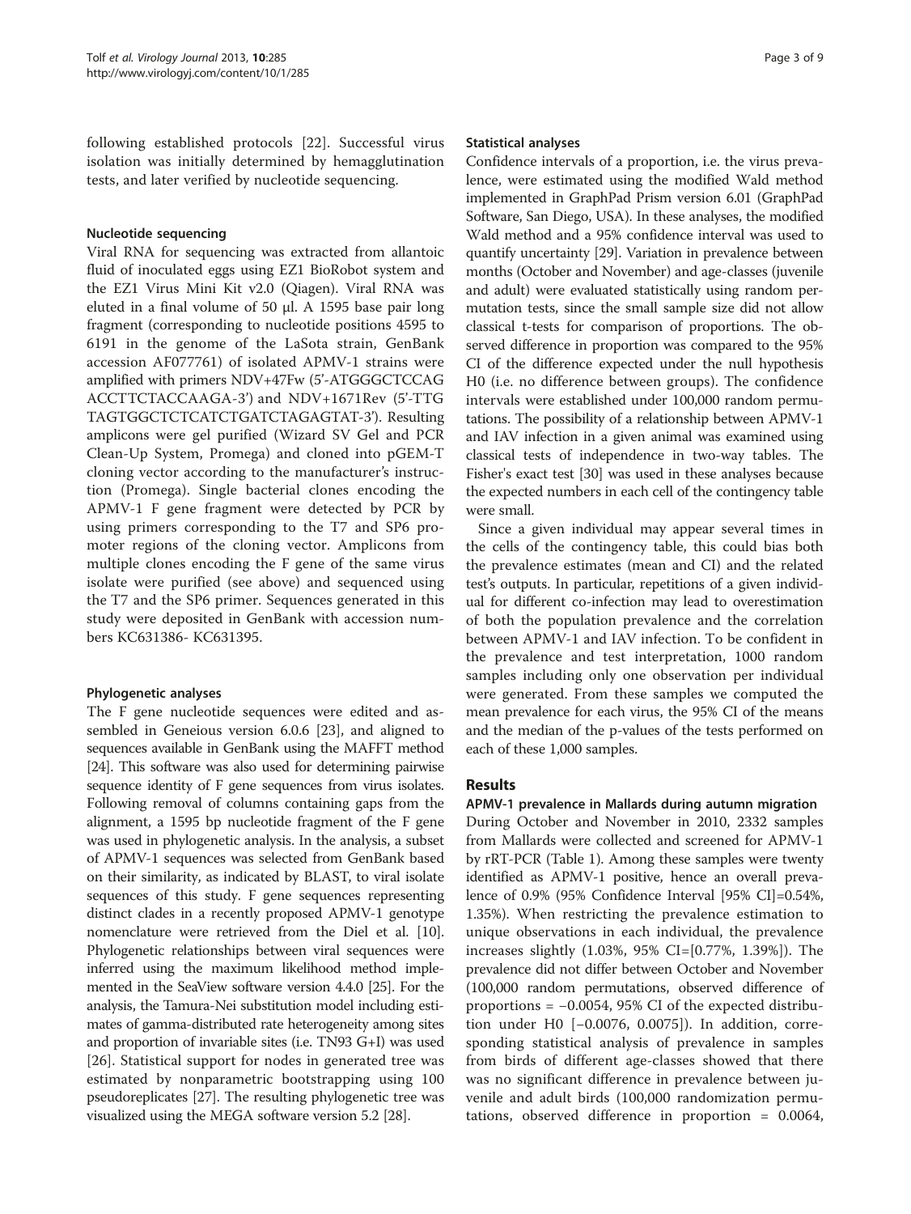following established protocols [22]. Successful virus isolation was initially determined by hemagglutination tests, and later verified by nucleotide sequencing.

#### Nucleotide sequencing

Viral RNA for sequencing was extracted from allantoic fluid of inoculated eggs using EZ1 BioRobot system and the EZ1 Virus Mini Kit v2.0 (Qiagen). Viral RNA was eluted in a final volume of 50 µl. A 1595 base pair long fragment (corresponding to nucleotide positions 4595 to 6191 in the genome of the LaSota strain, GenBank accession AF077761) of isolated APMV-1 strains were amplified with primers NDV+47Fw (5'-ATGGGCTCCAG ACCTTCTACCAAGA-3') and NDV+1671Rev (5'-TTG TAGTGGCTCTCATCTGATCTAGAGTAT-3'). Resulting amplicons were gel purified (Wizard SV Gel and PCR Clean-Up System, Promega) and cloned into pGEM-T cloning vector according to the manufacturer's instruction (Promega). Single bacterial clones encoding the APMV-1 F gene fragment were detected by PCR by using primers corresponding to the T7 and SP6 promoter regions of the cloning vector. Amplicons from multiple clones encoding the F gene of the same virus isolate were purified (see above) and sequenced using the T7 and the SP6 primer. Sequences generated in this study were deposited in GenBank with accession numbers KC631386- KC631395.

#### Phylogenetic analyses

The F gene nucleotide sequences were edited and assembled in Geneious version 6.0.6 [23], and aligned to sequences available in GenBank using the MAFFT method [24]. This software was also used for determining pairwise sequence identity of F gene sequences from virus isolates. Following removal of columns containing gaps from the alignment, a 1595 bp nucleotide fragment of the F gene was used in phylogenetic analysis. In the analysis, a subset of APMV-1 sequences was selected from GenBank based on their similarity, as indicated by BLAST, to viral isolate sequences of this study. F gene sequences representing distinct clades in a recently proposed APMV-1 genotype nomenclature were retrieved from the Diel et al. [10]. Phylogenetic relationships between viral sequences were inferred using the maximum likelihood method implemented in the SeaView software version 4.4.0 [25]. For the analysis, the Tamura-Nei substitution model including estimates of gamma-distributed rate heterogeneity among sites and proportion of invariable sites (i.e. TN93 G+I) was used [26]. Statistical support for nodes in generated tree was estimated by nonparametric bootstrapping using 100 pseudoreplicates [27]. The resulting phylogenetic tree was visualized using the MEGA software version 5.2 [28].

#### Statistical analyses

Confidence intervals of a proportion, i.e. the virus prevalence, were estimated using the modified Wald method implemented in GraphPad Prism version 6.01 (GraphPad Software, San Diego, USA). In these analyses, the modified Wald method and a 95% confidence interval was used to quantify uncertainty [29]. Variation in prevalence between months (October and November) and age-classes (juvenile and adult) were evaluated statistically using random permutation tests, since the small sample size did not allow classical t-tests for comparison of proportions. The observed difference in proportion was compared to the 95% CI of the difference expected under the null hypothesis H0 (i.e. no difference between groups). The confidence intervals were established under 100,000 random permutations. The possibility of a relationship between APMV-1 and IAV infection in a given animal was examined using classical tests of independence in two-way tables. The Fisher's exact test [30] was used in these analyses because the expected numbers in each cell of the contingency table were small.

Since a given individual may appear several times in the cells of the contingency table, this could bias both the prevalence estimates (mean and CI) and the related test's outputs. In particular, repetitions of a given individual for different co-infection may lead to overestimation of both the population prevalence and the correlation between APMV-1 and IAV infection. To be confident in the prevalence and test interpretation, 1000 random samples including only one observation per individual were generated. From these samples we computed the mean prevalence for each virus, the 95% CI of the means and the median of the p-values of the tests performed on each of these 1,000 samples.

## Results

#### APMV-1 prevalence in Mallards during autumn migration

During October and November in 2010, 2332 samples from Mallards were collected and screened for APMV-1 by rRT-PCR (Table 1). Among these samples were twenty identified as APMV-1 positive, hence an overall prevalence of 0.9% (95% Confidence Interval [95% CI]=0.54%, 1.35%). When restricting the prevalence estimation to unique observations in each individual, the prevalence increases slightly (1.03%, 95% CI=[0.77%, 1.39%]). The prevalence did not differ between October and November (100,000 random permutations, observed difference of proportions = −0.0054, 95% CI of the expected distribution under H0 [−0.0076, 0.0075]). In addition, corresponding statistical analysis of prevalence in samples from birds of different age-classes showed that there was no significant difference in prevalence between juvenile and adult birds (100,000 randomization permutations, observed difference in proportion = 0.0064,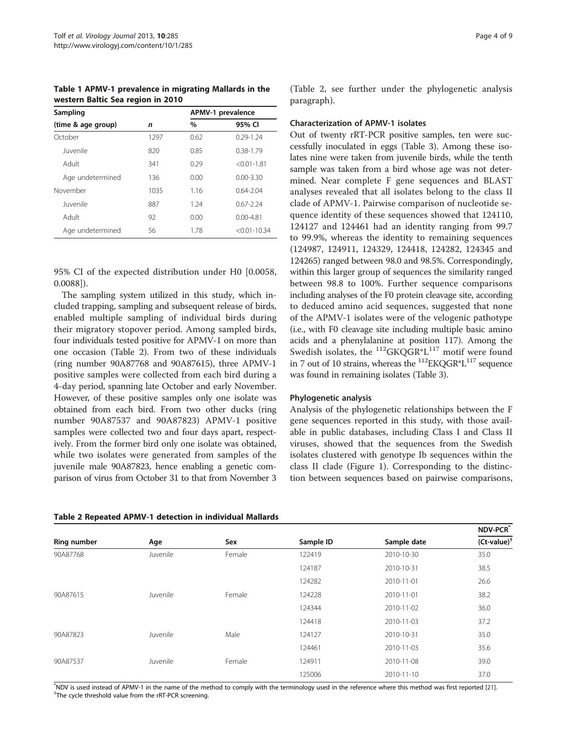**Table 1 APMV-1 prevalence in migrating Mallards in the western Baltic Sea region in 2010**

| Sampling | | APMV-1 prevalence | |
|---|---|---|---|
| (time & age group) | *n* | % | 95% CI |
| October | 1297 | 0.62 | 0.29-1.24 |
| Juvenile | 820 | 0.85 | 0.38-1.79 |
| Adult | 341 | 0.29 | <0.01-1.81 |
| Age undetermined | 136 | 0.00 | 0.00-3.30 |
| November | 1035 | 1.16 | 0.64-2.04 |
| Juvenile | 887 | 1.24 | 0.67-2.24 |
| Adult | 92 | 0.00 | 0.00-4.81 |
| Age undetermined | 56 | 1.78 | <0.01-10.34 |

95% CI of the expected distribution under H0 [0.0058, 0.0088]).

The sampling system utilized in this study, which included trapping, sampling and subsequent release of birds, enabled multiple sampling of individual birds during their migratory stopover period. Among sampled birds, four individuals tested positive for APMV-1 on more than one occasion (Table 2). From two of these individuals (ring number 90A87768 and 90A87615), three APMV-1 positive samples were collected from each bird during a 4-day period, spanning late October and early November. However, of these positive samples only one isolate was obtained from each bird. From two other ducks (ring number 90A87537 and 90A87823) APMV-1 positive samples were collected two and four days apart, respectively. From the former bird only one isolate was obtained, while two isolates were generated from samples of the juvenile male 90A87823, hence enabling a genetic comparison of virus from October 31 to that from November 3 (Table 2, see further under the phylogenetic analysis paragraph).

### Characterization of APMV-1 isolates

Out of twenty rRT-PCR positive samples, ten were successfully inoculated in eggs (Table 3). Among these isolates nine were taken from juvenile birds, while the tenth sample was taken from a bird whose age was not determined. Near complete F gene sequences and BLAST analyses revealed that all isolates belong to the class II clade of APMV-1. Pairwise comparison of nucleotide sequence identity of these sequences showed that 124110, 124127 and 124461 had an identity ranging from 99.7 to 99.9%, whereas the identity to remaining sequences (124987, 124911, 124329, 124418, 124282, 124345 and 124265) ranged between 98.0 and 98.5%. Correspondingly, within this larger group of sequences the similarity ranged between 98.8 to 100%. Further sequence comparisons including analyses of the F0 protein cleavage site, according to deduced amino acid sequences, suggested that none of the APMV-1 isolates were of the velogenic pathotype (i.e., with F0 cleavage site including multiple basic amino acids and a phenylalanine at position 117). Among the Swedish isolates, the $^{112}$GKQGR*L$^{117}$ motif were found in 7 out of 10 strains, whereas the $^{112}$EKQGR*L$^{117}$ sequence was found in remaining isolates (Table 3).

### Phylogenetic analysis

Analysis of the phylogenetic relationships between the F gene sequences reported in this study, with those available in public databases, including Class I and Class II viruses, showed that the sequences from the Swedish isolates clustered with genotype Ib sequences within the class II clade (Figure 1). Corresponding to the distinction between sequences based on pairwise comparisons,

**Table 2 Repeated APMV-1 detection in individual Mallards**

| Ring number | Age | Sex | Sample ID | Sample date | NDV-PCR* (Ct-value)† |
|---|---|---|---|---|---|
| 90A87768 | Juvenile | Female | 122419 | 2010-10-30 | 35.0 |
| | | | 124187 | 2010-10-31 | 38.5 |
| | | | 124282 | 2010-11-01 | 26.6 |
| 90A87615 | Juvenile | Female | 124228 | 2010-11-01 | 38.2 |
| | | | 124344 | 2010-11-02 | 36.0 |
| | | | 124418 | 2010-11-03 | 37.2 |
| 90A87823 | Juvenile | Male | 124127 | 2010-10-31 | 35.0 |
| | | | 124461 | 2010-11-03 | 35.6 |
| 90A87537 | Juvenile | Female | 124911 | 2010-11-08 | 39.0 |
| | | | 125006 | 2010-11-10 | 37.0 |

*NDV is used instead of APMV-1 in the name of the method to comply with the terminology used in the reference where this method was first reported [21].
†The cycle threshold value from the rRT-PCR screening.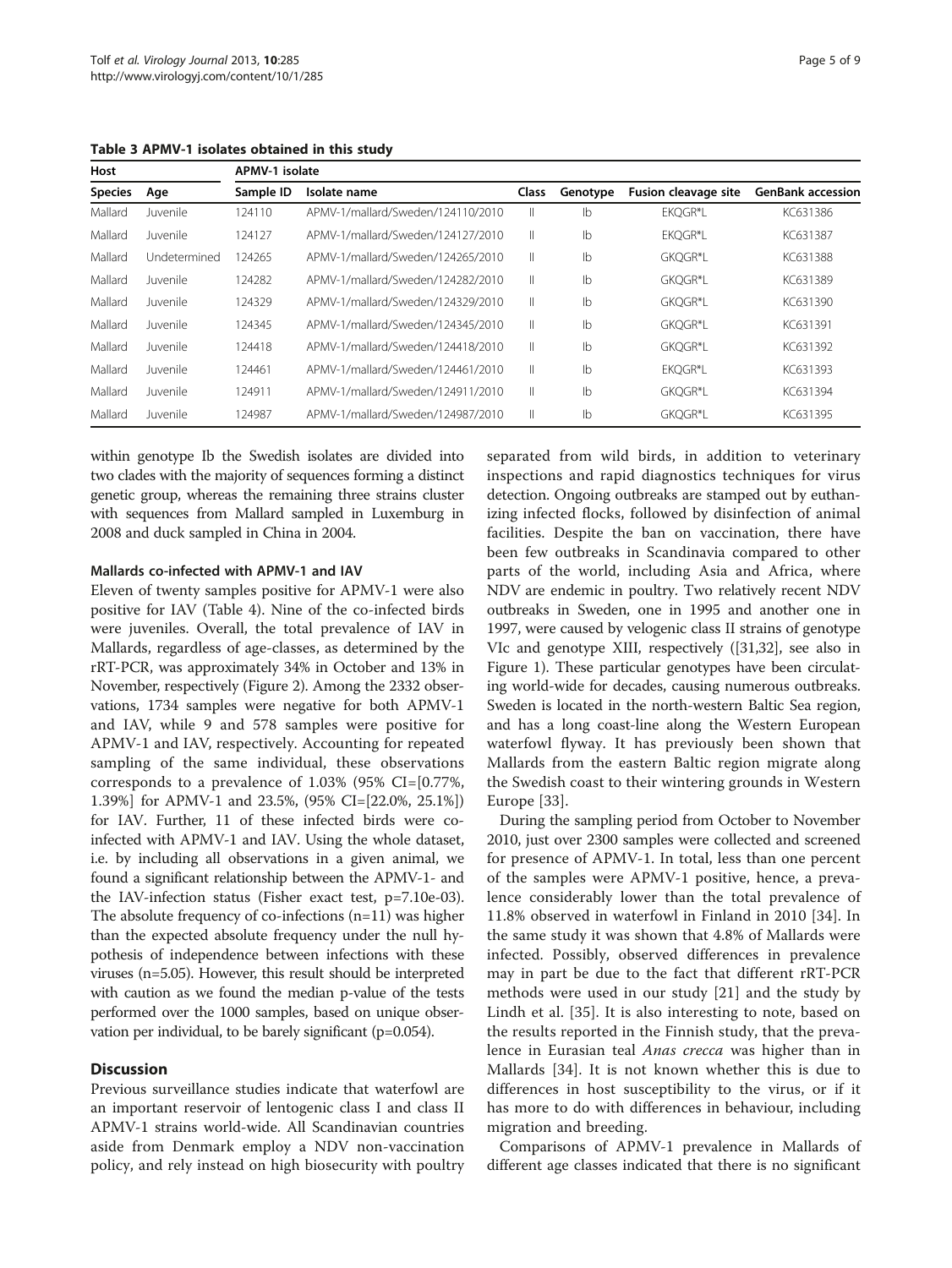**Table 3 APMV-1 isolates obtained in this study**

| Host | | APMV-1 isolate | | | | | |
|---|---|---|---|---|---|---|---|
| Species | Age | Sample ID | Isolate name | Class | Genotype | Fusion cleavage site | GenBank accession |
| Mallard | Juvenile | 124110 | APMV-1/mallard/Sweden/124110/2010 | II | Ib | EKQGR*L | KC631386 |
| Mallard | Juvenile | 124127 | APMV-1/mallard/Sweden/124127/2010 | II | Ib | EKQGR*L | KC631387 |
| Mallard | Undetermined | 124265 | APMV-1/mallard/Sweden/124265/2010 | II | Ib | GKQGR*L | KC631388 |
| Mallard | Juvenile | 124282 | APMV-1/mallard/Sweden/124282/2010 | II | Ib | GKQGR*L | KC631389 |
| Mallard | Juvenile | 124329 | APMV-1/mallard/Sweden/124329/2010 | II | Ib | GKQGR*L | KC631390 |
| Mallard | Juvenile | 124345 | APMV-1/mallard/Sweden/124345/2010 | II | Ib | GKQGR*L | KC631391 |
| Mallard | Juvenile | 124418 | APMV-1/mallard/Sweden/124418/2010 | II | Ib | GKQGR*L | KC631392 |
| Mallard | Juvenile | 124461 | APMV-1/mallard/Sweden/124461/2010 | II | Ib | EKQGR*L | KC631393 |
| Mallard | Juvenile | 124911 | APMV-1/mallard/Sweden/124911/2010 | II | Ib | GKQGR*L | KC631394 |
| Mallard | Juvenile | 124987 | APMV-1/mallard/Sweden/124987/2010 | II | Ib | GKQGR*L | KC631395 |

within genotype Ib the Swedish isolates are divided into two clades with the majority of sequences forming a distinct genetic group, whereas the remaining three strains cluster with sequences from Mallard sampled in Luxemburg in 2008 and duck sampled in China in 2004.

#### Mallards co-infected with APMV-1 and IAV

Eleven of twenty samples positive for APMV-1 were also positive for IAV (Table 4). Nine of the co-infected birds were juveniles. Overall, the total prevalence of IAV in Mallards, regardless of age-classes, as determined by the rRT-PCR, was approximately 34% in October and 13% in November, respectively (Figure 2). Among the 2332 observations, 1734 samples were negative for both APMV-1 and IAV, while 9 and 578 samples were positive for APMV-1 and IAV, respectively. Accounting for repeated sampling of the same individual, these observations corresponds to a prevalence of 1.03% (95% CI=[0.77%, 1.39%] for APMV-1 and 23.5%, (95% CI=[22.0%, 25.1%]) for IAV. Further, 11 of these infected birds were co-infected with APMV-1 and IAV. Using the whole dataset, i.e. by including all observations in a given animal, we found a significant relationship between the APMV-1- and the IAV-infection status (Fisher exact test, p=7.10e-03). The absolute frequency of co-infections (n=11) was higher than the expected absolute frequency under the null hypothesis of independence between infections with these viruses (n=5.05). However, this result should be interpreted with caution as we found the median p-value of the tests performed over the 1000 samples, based on unique observation per individual, to be barely significant (p=0.054).

## Discussion

Previous surveillance studies indicate that waterfowl are an important reservoir of lentogenic class I and class II APMV-1 strains world-wide. All Scandinavian countries aside from Denmark employ a NDV non-vaccination policy, and rely instead on high biosecurity with poultry separated from wild birds, in addition to veterinary inspections and rapid diagnostics techniques for virus detection. Ongoing outbreaks are stamped out by euthanizing infected flocks, followed by disinfection of animal facilities. Despite the ban on vaccination, there have been few outbreaks in Scandinavia compared to other parts of the world, including Asia and Africa, where NDV are endemic in poultry. Two relatively recent NDV outbreaks in Sweden, one in 1995 and another one in 1997, were caused by velogenic class II strains of genotype VIc and genotype XIII, respectively ([31,32], see also in Figure 1). These particular genotypes have been circulating world-wide for decades, causing numerous outbreaks. Sweden is located in the north-western Baltic Sea region, and has a long coast-line along the Western European waterfowl flyway. It has previously been shown that Mallards from the eastern Baltic region migrate along the Swedish coast to their wintering grounds in Western Europe [33].

During the sampling period from October to November 2010, just over 2300 samples were collected and screened for presence of APMV-1. In total, less than one percent of the samples were APMV-1 positive, hence, a prevalence considerably lower than the total prevalence of 11.8% observed in waterfowl in Finland in 2010 [34]. In the same study it was shown that 4.8% of Mallards were infected. Possibly, observed differences in prevalence may in part be due to the fact that different rRT-PCR methods were used in our study [21] and the study by Lindh et al. [35]. It is also interesting to note, based on the results reported in the Finnish study, that the prevalence in Eurasian teal *Anas crecca* was higher than in Mallards [34]. It is not known whether this is due to differences in host susceptibility to the virus, or if it has more to do with differences in behaviour, including migration and breeding.

Comparisons of APMV-1 prevalence in Mallards of different age classes indicated that there is no significant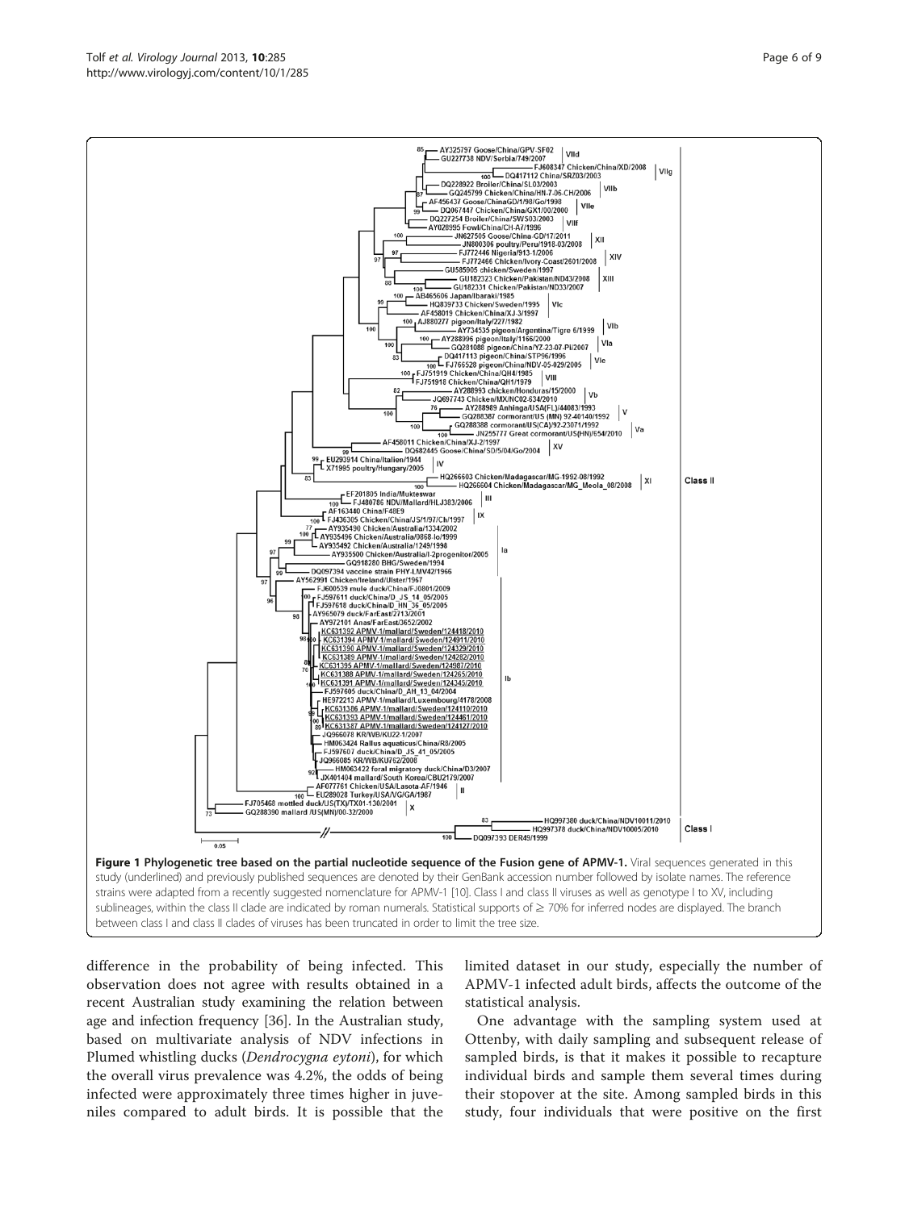**Figure 1 Phylogenetic tree based on the partial nucleotide sequence of the Fusion gene of APMV-1.** Viral sequences generated in this study (underlined) and previously published sequences are denoted by their GenBank accession number followed by isolate names. The reference strains were adapted from a recently suggested nomenclature for APMV-1 [10]. Class I and class II viruses as well as genotype I to XV, including sublineages, within the class II clade are indicated by roman numerals. Statistical supports of ≥ 70% for inferred nodes are displayed. The branch between class I and class II clades of viruses has been truncated in order to limit the tree size.

difference in the probability of being infected. This observation does not agree with results obtained in a recent Australian study examining the relation between age and infection frequency [36]. In the Australian study, based on multivariate analysis of NDV infections in Plumed whistling ducks (*Dendrocygna eytoni*), for which the overall virus prevalence was 4.2%, the odds of being infected were approximately three times higher in juveniles compared to adult birds. It is possible that the limited dataset in our study, especially the number of APMV-1 infected adult birds, affects the outcome of the statistical analysis.

One advantage with the sampling system used at Ottenby, with daily sampling and subsequent release of sampled birds, is that it makes it possible to recapture individual birds and sample them several times during their stopover at the site. Among sampled birds in this study, four individuals that were positive on the first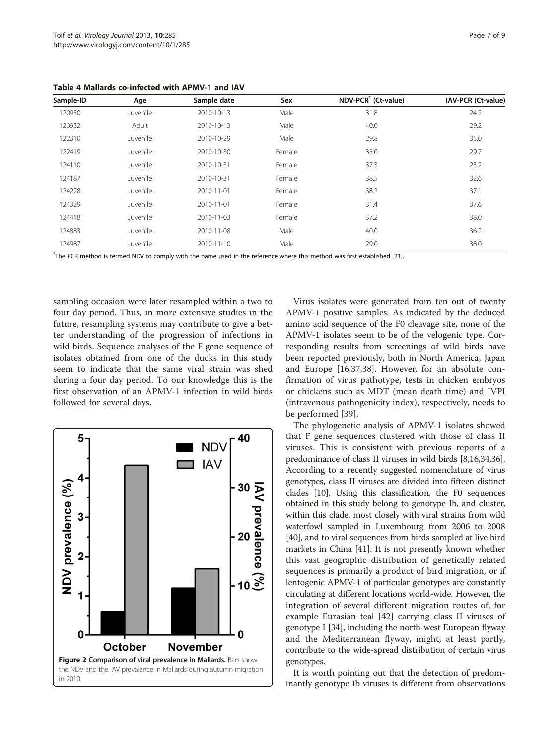**Table 4 Mallards co-infected with APMV-1 and IAV**

| Sample-ID | Age | Sample date | Sex | NDV-PCR* (Ct-value) | IAV-PCR (Ct-value) |
|---|---|---|---|---|---|
| 120930 | Juvenile | 2010-10-13 | Male | 31.8 | 24.2 |
| 120932 | Adult | 2010-10-13 | Male | 40.0 | 29.2 |
| 122310 | Juvenile | 2010-10-29 | Male | 29.8 | 35.0 |
| 122419 | Juvenile | 2010-10-30 | Female | 35.0 | 29.7 |
| 124110 | Juvenile | 2010-10-31 | Female | 37.3 | 25.2 |
| 124187 | Juvenile | 2010-10-31 | Female | 38.5 | 32.6 |
| 124228 | Juvenile | 2010-11-01 | Female | 38.2 | 37.1 |
| 124329 | Juvenile | 2010-11-01 | Female | 31.4 | 37.6 |
| 124418 | Juvenile | 2010-11-03 | Female | 37.2 | 38.0 |
| 124883 | Juvenile | 2010-11-08 | Male | 40.0 | 36.2 |
| 124987 | Juvenile | 2010-11-10 | Male | 29.0 | 38.0 |

*The PCR method is termed NDV to comply with the name used in the reference where this method was first established [21].

sampling occasion were later resampled within a two to four day period. Thus, in more extensive studies in the future, resampling systems may contribute to give a better understanding of the progression of infections in wild birds. Sequence analyses of the F gene sequence of isolates obtained from one of the ducks in this study seem to indicate that the same viral strain was shed during a four day period. To our knowledge this is the first observation of an APMV-1 infection in wild birds followed for several days.

**Figure 2 Comparison of viral prevalence in Mallards.** Bars show the NDV and the IAV prevalence in Mallards during autumn migration in 2010.

Virus isolates were generated from ten out of twenty APMV-1 positive samples. As indicated by the deduced amino acid sequence of the F0 cleavage site, none of the APMV-1 isolates seem to be of the velogenic type. Corresponding results from screenings of wild birds have been reported previously, both in North America, Japan and Europe [16,37,38]. However, for an absolute confirmation of virus pathotype, tests in chicken embryos or chickens such as MDT (mean death time) and IVPI (intravenous pathogenicity index), respectively, needs to be performed [39].

The phylogenetic analysis of APMV-1 isolates showed that F gene sequences clustered with those of class II viruses. This is consistent with previous reports of a predominance of class II viruses in wild birds [8,16,34,36]. According to a recently suggested nomenclature of virus genotypes, class II viruses are divided into fifteen distinct clades [10]. Using this classification, the F0 sequences obtained in this study belong to genotype Ib, and cluster, within this clade, most closely with viral strains from wild waterfowl sampled in Luxembourg from 2006 to 2008 [40], and to viral sequences from birds sampled at live bird markets in China [41]. It is not presently known whether this vast geographic distribution of genetically related sequences is primarily a product of bird migration, or if lentogenic APMV-1 of particular genotypes are constantly circulating at different locations world-wide. However, the integration of several different migration routes of, for example Eurasian teal [42] carrying class II viruses of genotype I [34], including the north-west European flyway and the Mediterranean flyway, might, at least partly, contribute to the wide-spread distribution of certain virus genotypes.

It is worth pointing out that the detection of predominantly genotype Ib viruses is different from observations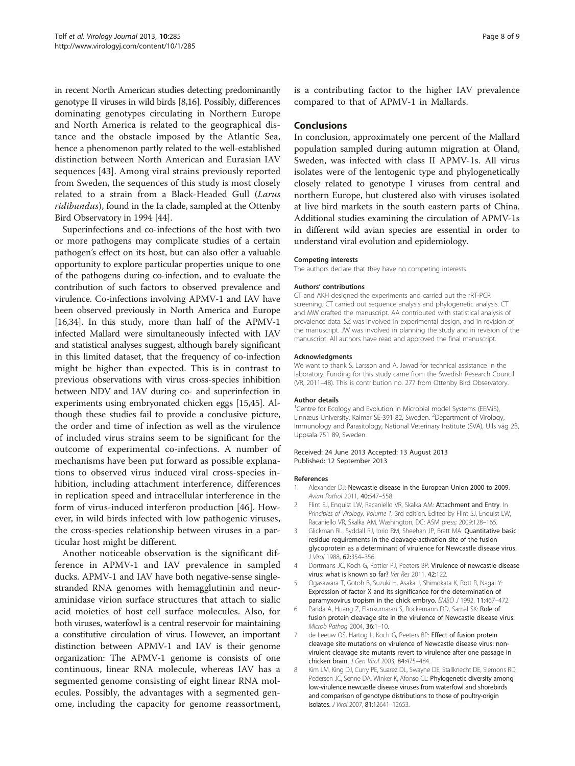in recent North American studies detecting predominantly genotype II viruses in wild birds [8,16]. Possibly, differences dominating genotypes circulating in Northern Europe and North America is related to the geographical distance and the obstacle imposed by the Atlantic Sea, hence a phenomenon partly related to the well-established distinction between North American and Eurasian IAV sequences [43]. Among viral strains previously reported from Sweden, the sequences of this study is most closely related to a strain from a Black-Headed Gull (*Larus ridibundus*), found in the Ia clade, sampled at the Ottenby Bird Observatory in 1994 [44].

Superinfections and co-infections of the host with two or more pathogens may complicate studies of a certain pathogen's effect on its host, but can also offer a valuable opportunity to explore particular properties unique to one of the pathogens during co-infection, and to evaluate the contribution of such factors to observed prevalence and virulence. Co-infections involving APMV-1 and IAV have been observed previously in North America and Europe [16,34]. In this study, more than half of the APMV-1 infected Mallard were simultaneously infected with IAV and statistical analyses suggest, although barely significant in this limited dataset, that the frequency of co-infection might be higher than expected. This is in contrast to previous observations with virus cross-species inhibition between NDV and IAV during co- and superinfection in experiments using embryonated chicken eggs [15,45]. Although these studies fail to provide a conclusive picture, the order and time of infection as well as the virulence of included virus strains seem to be significant for the outcome of experimental co-infections. A number of mechanisms have been put forward as possible explanations to observed virus induced viral cross-species inhibition, including attachment interference, differences in replication speed and intracellular interference in the form of virus-induced interferon production [46]. However, in wild birds infected with low pathogenic viruses, the cross-species relationship between viruses in a particular host might be different.

Another noticeable observation is the significant difference in APMV-1 and IAV prevalence in sampled ducks. APMV-1 and IAV have both negative-sense single-stranded RNA genomes with hemagglutinin and neuraminidase virion surface structures that attach to sialic acid moieties of host cell surface molecules. Also, for both viruses, waterfowl is a central reservoir for maintaining a constitutive circulation of virus. However, an important distinction between APMV-1 and IAV is their genome organization: The APMV-1 genome is consists of one continuous, linear RNA molecule, whereas IAV has a segmented genome consisting of eight linear RNA molecules. Possibly, the advantages with a segmented genome, including the capacity for genome reassortment, is a contributing factor to the higher IAV prevalence compared to that of APMV-1 in Mallards.

## Conclusions

In conclusion, approximately one percent of the Mallard population sampled during autumn migration at Öland, Sweden, was infected with class II APMV-1s. All virus isolates were of the lentogenic type and phylogenetically closely related to genotype I viruses from central and northern Europe, but clustered also with viruses isolated at live bird markets in the south eastern parts of China. Additional studies examining the circulation of APMV-1s in different wild avian species are essential in order to understand viral evolution and epidemiology.

#### Competing interests

The authors declare that they have no competing interests.

#### Authors' contributions

CT and AKH designed the experiments and carried out the rRT-PCR screening. CT carried out sequence analysis and phylogenetic analysis. CT and MW drafted the manuscript. AA contributed with statistical analysis of prevalence data. SZ was involved in experimental design, and in revision of the manuscript. JW was involved in planning the study and in revision of the manuscript. All authors have read and approved the final manuscript.

#### Acknowledgments

We want to thank S. Larsson and A. Jawad for technical assistance in the laboratory. Funding for this study came from the Swedish Research Council (VR, 2011–48). This is contribution no. 277 from Ottenby Bird Observatory.

#### Author details

[1]Centre for Ecology and Evolution in Microbial model Systems (EEMiS), Linnæus University, Kalmar SE-391 82, Sweden. [2]Department of Virology, Immunology and Parasitology, National Veterinary Institute (SVA), Ulls väg 2B, Uppsala 751 89, Sweden.

Received: 24 June 2013 Accepted: 13 August 2013
Published: 12 September 2013

#### References

1. Alexander DJ: **Newcastle disease in the European Union 2000 to 2009.** *Avian Pathol* 2011, **40:**547–558.
2. Flint SJ, Enquist LW, Racaniello VR, Skalka AM: **Attachment and Entry.** In *Principles of Virology. Volume 1.* 3rd edition. Edited by Flint SJ, Enquist LW, Racaniello VR, Skalka AM. Washington, DC: ASM press; 2009:128–165.
3. Glickman RL, Syddall RJ, Iorio RM, Sheehan JP, Bratt MA: **Quantitative basic residue requirements in the cleavage-activation site of the fusion glycoprotein as a determinant of virulence for Newcastle disease virus.** *J Virol* 1988, **62:**354–356.
4. Dortmans JC, Koch G, Rottier PJ, Peeters BP: **Virulence of newcastle disease virus: what is known so far?** *Vet Res* 2011, **42:**122.
5. Ogasawara T, Gotoh B, Suzuki H, Asaka J, Shimokata K, Rott R, Nagai Y: **Expression of factor X and its significance for the determination of paramyxovirus tropism in the chick embryo.** *EMBO J* 1992, **11:**467–472.
6. Panda A, Huang Z, Elankumaran S, Rockemann DD, Samal SK: **Role of fusion protein cleavage site in the virulence of Newcastle disease virus.** *Microb Pathog* 2004, **36:**1–10.
7. de Leeuw OS, Hartog L, Koch G, Peeters BP: **Effect of fusion protein cleavage site mutations on virulence of Newcastle disease virus: non-virulent cleavage site mutants revert to virulence after one passage in chicken brain.** *J Gen Virol* 2003, **84:**475–484.
8. Kim LM, King DJ, Curry PE, Suarez DL, Swayne DE, Stallknecht DE, Slemons RD, Pedersen JC, Senne DA, Winker K, Afonso CL: **Phylogenetic diversity among low-virulence newcastle disease viruses from waterfowl and shorebirds and comparison of genotype distributions to those of poultry-origin isolates.** *J Virol* 2007, **81:**12641–12653.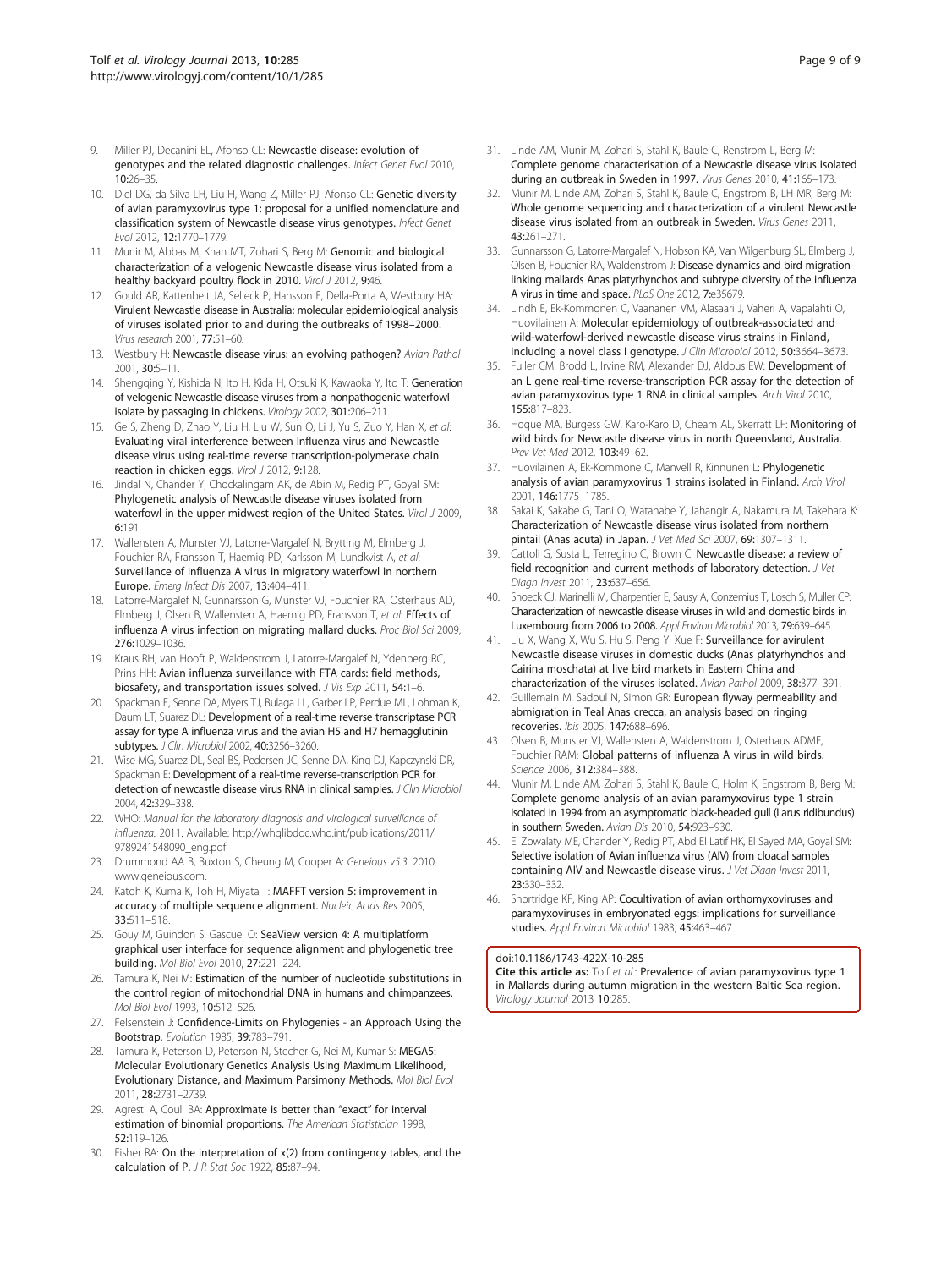9. Miller PJ, Decanini EL, Afonso CL: **Newcastle disease: evolution of genotypes and the related diagnostic challenges.** *Infect Genet Evol* 2010, **10**:26–35.
10. Diel DG, da Silva LH, Liu H, Wang Z, Miller PJ, Afonso CL: **Genetic diversity of avian paramyxovirus type 1: proposal for a unified nomenclature and classification system of Newcastle disease virus genotypes.** *Infect Genet Evol* 2012, **12**:1770–1779.
11. Munir M, Abbas M, Khan MT, Zohari S, Berg M: **Genomic and biological characterization of a velogenic Newcastle disease virus isolated from a healthy backyard poultry flock in 2010.** *Virol J* 2012, **9**:46.
12. Gould AR, Kattenbelt JA, Selleck P, Hansson E, Della-Porta A, Westbury HA: **Virulent Newcastle disease in Australia: molecular epidemiological analysis of viruses isolated prior to and during the outbreaks of 1998–2000.** *Virus research* 2001, **77**:51–60.
13. Westbury H: **Newcastle disease virus: an evolving pathogen?** *Avian Pathol* 2001, **30**:5–11.
14. Shengqing Y, Kishida N, Ito H, Kida H, Otsuki K, Kawaoka Y, Ito T: **Generation of velogenic Newcastle disease viruses from a nonpathogenic waterfowl isolate by passaging in chickens.** *Virology* 2002, **301**:206–211.
15. Ge S, Zheng D, Zhao Y, Liu H, Liu W, Sun Q, Li J, Yu S, Zuo Y, Han X, *et al*: **Evaluating viral interference between Influenza virus and Newcastle disease virus using real-time reverse transcription-polymerase chain reaction in chicken eggs.** *Virol J* 2012, **9**:128.
16. Jindal N, Chander Y, Chockalingam AK, de Abin M, Redig PT, Goyal SM: **Phylogenetic analysis of Newcastle disease viruses isolated from waterfowl in the upper midwest region of the United States.** *Virol J* 2009, **6**:191.
17. Wallensten A, Munster VJ, Latorre-Margalef N, Brytting M, Elmberg J, Fouchier RA, Fransson T, Haemig PD, Karlsson M, Lundkvist A, *et al*: **Surveillance of influenza A virus in migratory waterfowl in northern Europe.** *Emerg Infect Dis* 2007, **13**:404–411.
18. Latorre-Margalef N, Gunnarsson G, Munster VJ, Fouchier RA, Osterhaus AD, Elmberg J, Olsen B, Wallensten A, Haemig PD, Fransson T, *et al*: **Effects of influenza A virus infection on migrating mallard ducks.** *Proc Biol Sci* 2009, **276**:1029–1036.
19. Kraus RH, van Hooft P, Waldenstrom J, Latorre-Margalef N, Ydenberg RC, Prins HH: **Avian influenza surveillance with FTA cards: field methods, biosafety, and transportation issues solved.** *J Vis Exp* 2011, **54**:1–6.
20. Spackman E, Senne DA, Myers TJ, Bulaga LL, Garber LP, Perdue ML, Lohman K, Daum LT, Suarez DL: **Development of a real-time reverse transcriptase PCR assay for type A influenza virus and the avian H5 and H7 hemagglutinin subtypes.** *J Clin Microbiol* 2002, **40**:3256–3260.
21. Wise MG, Suarez DL, Seal BS, Pedersen JC, Senne DA, King DJ, Kapczynski DR, Spackman E: **Development of a real-time reverse-transcription PCR for detection of newcastle disease virus RNA in clinical samples.** *J Clin Microbiol* 2004, **42**:329–338.
22. WHO: *Manual for the laboratory diagnosis and virological surveillance of influenza.* 2011. Available: http://whqlibdoc.who.int/publications/2011/9789241548090_eng.pdf.
23. Drummond AA B, Buxton S, Cheung M, Cooper A: *Geneious v5.3.* 2010. www.geneious.com.
24. Katoh K, Kuma K, Toh H, Miyata T: **MAFFT version 5: improvement in accuracy of multiple sequence alignment.** *Nucleic Acids Res* 2005, **33**:511–518.
25. Gouy M, Guindon S, Gascuel O: **SeaView version 4: A multiplatform graphical user interface for sequence alignment and phylogenetic tree building.** *Mol Biol Evol* 2010, **27**:221–224.
26. Tamura K, Nei M: **Estimation of the number of nucleotide substitutions in the control region of mitochondrial DNA in humans and chimpanzees.** *Mol Biol Evol* 1993, **10**:512–526.
27. Felsenstein J: **Confidence-Limits on Phylogenies - an Approach Using the Bootstrap.** *Evolution* 1985, **39**:783–791.
28. Tamura K, Peterson D, Peterson N, Stecher G, Nei M, Kumar S: **MEGA5: Molecular Evolutionary Genetics Analysis Using Maximum Likelihood, Evolutionary Distance, and Maximum Parsimony Methods.** *Mol Biol Evol* 2011, **28**:2731–2739.
29. Agresti A, Coull BA: **Approximate is better than "exact" for interval estimation of binomial proportions.** *The American Statistician* 1998, **52**:119–126.
30. Fisher RA: **On the interpretation of x(2) from contingency tables, and the calculation of P.** *J R Stat Soc* 1922, **85**:87–94.
31. Linde AM, Munir M, Zohari S, Stahl K, Baule C, Renstrom L, Berg M: **Complete genome characterisation of a Newcastle disease virus isolated during an outbreak in Sweden in 1997.** *Virus Genes* 2010, **41**:165–173.
32. Munir M, Linde AM, Zohari S, Stahl K, Baule C, Engstrom B, LH MR, Berg M: **Whole genome sequencing and characterization of a virulent Newcastle disease virus isolated from an outbreak in Sweden.** *Virus Genes* 2011, **43**:261–271.
33. Gunnarsson G, Latorre-Margalef N, Hobson KA, Van Wilgenburg SL, Elmberg J, Olsen B, Fouchier RA, Waldenstrom J: **Disease dynamics and bird migration–linking mallards Anas platyrhynchos and subtype diversity of the influenza A virus in time and space.** *PLoS One* 2012, **7**:e35679.
34. Lindh E, Ek-Kommonen C, Vaananen VM, Alasaari J, Vaheri A, Vapalahti O, Huovilainen A: **Molecular epidemiology of outbreak-associated and wild-waterfowl-derived newcastle disease virus strains in Finland, including a novel class I genotype.** *J Clin Microbiol* 2012, **50**:3664–3673.
35. Fuller CM, Brodd L, Irvine RM, Alexander DJ, Aldous EW: **Development of an L gene real-time reverse-transcription PCR assay for the detection of avian paramyxovirus type 1 RNA in clinical samples.** *Arch Virol* 2010, **155**:817–823.
36. Hoque MA, Burgess GW, Karo-Karo D, Cheam AL, Skerratt LF: **Monitoring of wild birds for Newcastle disease virus in north Queensland, Australia.** *Prev Vet Med* 2012, **103**:49–62.
37. Huovilainen A, Ek-Kommone C, Manvell R, Kinnunen L: **Phylogenetic analysis of avian paramyxovirus 1 strains isolated in Finland.** *Arch Virol* 2001, **146**:1775–1785.
38. Sakai K, Sakabe G, Tani O, Watanabe Y, Jahangir A, Nakamura M, Takehara K: **Characterization of Newcastle disease virus isolated from northern pintail (Anas acuta) in Japan.** *J Vet Med Sci* 2007, **69**:1307–1311.
39. Cattoli G, Susta L, Terregino C, Brown C: **Newcastle disease: a review of field recognition and current methods of laboratory detection.** *J Vet Diagn Invest* 2011, **23**:637–656.
40. Snoeck CJ, Marinelli M, Charpentier E, Sausy A, Conzemius T, Losch S, Muller CP: **Characterization of newcastle disease viruses in wild and domestic birds in Luxembourg from 2006 to 2008.** *Appl Environ Microbiol* 2013, **79**:639–645.
41. Liu X, Wang X, Wu S, Hu S, Peng Y, Xue F: **Surveillance for avirulent Newcastle disease viruses in domestic ducks (Anas platyrhynchos and Cairina moschata) at live bird markets in Eastern China and characterization of the viruses isolated.** *Avian Pathol* 2009, **38**:377–391.
42. Guillemain M, Sadoul N, Simon GR: **European flyway permeability and abmigration in Teal Anas crecca, an analysis based on ringing recoveries.** *Ibis* 2005, **147**:688–696.
43. Olsen B, Munster VJ, Wallensten A, Waldenstrom J, Osterhaus ADME, Fouchier RAM: **Global patterns of influenza A virus in wild birds.** *Science* 2006, **312**:384–388.
44. Munir M, Linde AM, Zohari S, Stahl K, Baule C, Holm K, Engstrom B, Berg M: **Complete genome analysis of an avian paramyxovirus type 1 strain isolated in 1994 from an asymptomatic black-headed gull (Larus ridibundus) in southern Sweden.** *Avian Dis* 2010, **54**:923–930.
45. El Zowalaty ME, Chander Y, Redig PT, Abd El Latif HK, El Sayed MA, Goyal SM: **Selective isolation of Avian influenza virus (AIV) from cloacal samples containing AIV and Newcastle disease virus.** *J Vet Diagn Invest* 2011, **23**:330–332.
46. Shortridge KF, King AP: **Cocultivation of avian orthomyxoviruses and paramyxoviruses in embryonated eggs: implications for surveillance studies.** *Appl Environ Microbiol* 1983, **45**:463–467.

doi:10.1186/1743-422X-10-285

**Cite this article as:** Tolf *et al.*: Prevalence of avian paramyxovirus type 1 in Mallards during autumn migration in the western Baltic Sea region. *Virology Journal* 2013 **10**:285.